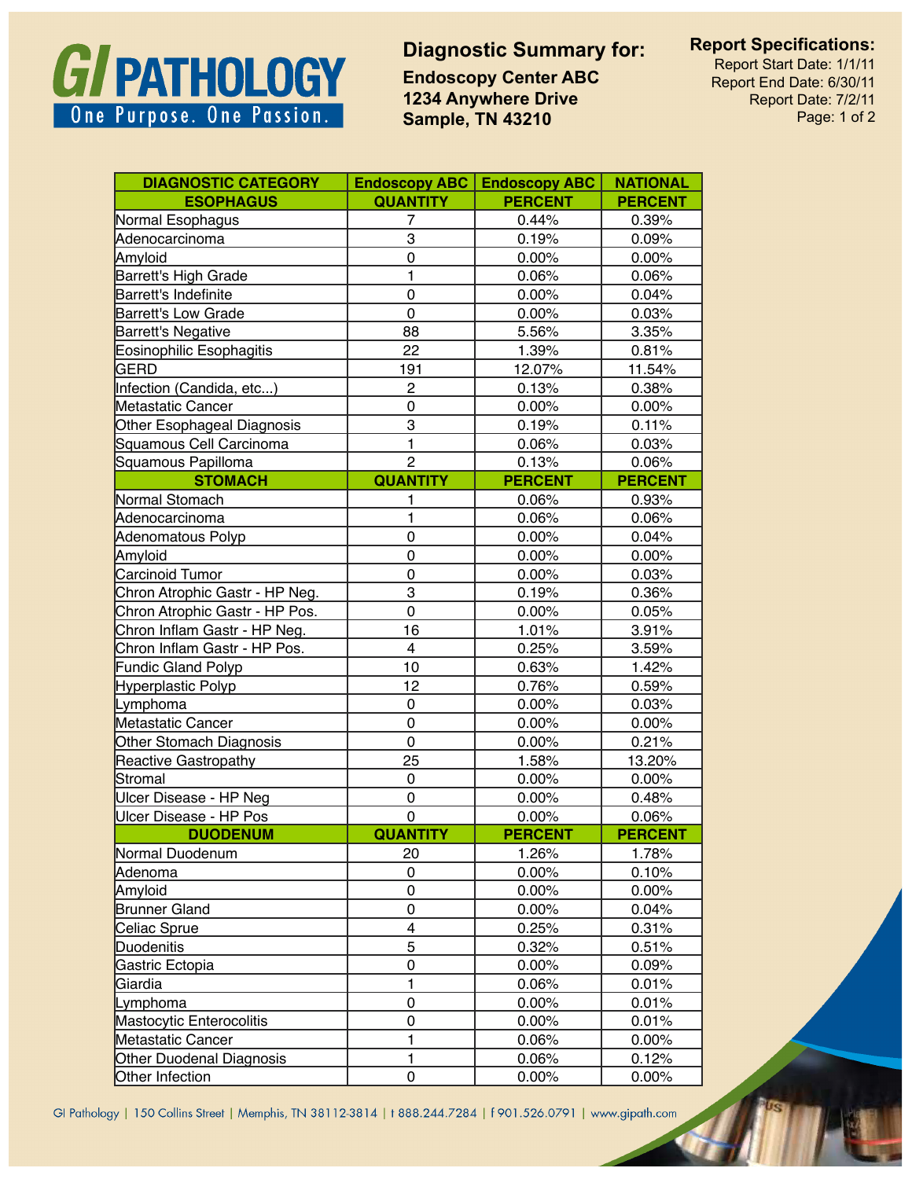**GI PATHOLOGY**
One Purpose. One Passion.

## Diagnostic Summary for:

**Endoscopy Center ABC**
**1234 Anywhere Drive**
**Sample, TN 43210**

**Report Specifications:**
Report Start Date: 1/1/11
Report End Date: 6/30/11
Report Date: 7/2/11

| DIAGNOSTIC CATEGORY | Endoscopy ABC | Endoscopy ABC | NATIONAL |
|---|---|---|---|
| **ESOPHAGUS** | **QUANTITY** | **PERCENT** | **PERCENT** |
| Normal Esophagus | 7 | 0.44% | 0.39% |
| Adenocarcinoma | 3 | 0.19% | 0.09% |
| Amyloid | 0 | 0.00% | 0.00% |
| Barrett's High Grade | 1 | 0.06% | 0.06% |
| Barrett's Indefinite | 0 | 0.00% | 0.04% |
| Barrett's Low Grade | 0 | 0.00% | 0.03% |
| Barrett's Negative | 88 | 5.56% | 3.35% |
| Eosinophilic Esophagitis | 22 | 1.39% | 0.81% |
| GERD | 191 | 12.07% | 11.54% |
| Infection (Candida, etc...) | 2 | 0.13% | 0.38% |
| Metastatic Cancer | 0 | 0.00% | 0.00% |
| Other Esophageal Diagnosis | 3 | 0.19% | 0.11% |
| Squamous Cell Carcinoma | 1 | 0.06% | 0.03% |
| Squamous Papilloma | 2 | 0.13% | 0.06% |
| **STOMACH** | **QUANTITY** | **PERCENT** | **PERCENT** |
| Normal Stomach | 1 | 0.06% | 0.93% |
| Adenocarcinoma | 1 | 0.06% | 0.06% |
| Adenomatous Polyp | 0 | 0.00% | 0.04% |
| Amyloid | 0 | 0.00% | 0.00% |
| Carcinoid Tumor | 0 | 0.00% | 0.03% |
| Chron Atrophic Gastr - HP Neg. | 3 | 0.19% | 0.36% |
| Chron Atrophic Gastr - HP Pos. | 0 | 0.00% | 0.05% |
| Chron Inflam Gastr - HP Neg. | 16 | 1.01% | 3.91% |
| Chron Inflam Gastr - HP Pos. | 4 | 0.25% | 3.59% |
| Fundic Gland Polyp | 10 | 0.63% | 1.42% |
| Hyperplastic Polyp | 12 | 0.76% | 0.59% |
| Lymphoma | 0 | 0.00% | 0.03% |
| Metastatic Cancer | 0 | 0.00% | 0.00% |
| Other Stomach Diagnosis | 0 | 0.00% | 0.21% |
| Reactive Gastropathy | 25 | 1.58% | 13.20% |
| Stromal | 0 | 0.00% | 0.00% |
| Ulcer Disease - HP Neg | 0 | 0.00% | 0.48% |
| Ulcer Disease - HP Pos | 0 | 0.00% | 0.06% |
| **DUODENUM** | **QUANTITY** | **PERCENT** | **PERCENT** |
| Normal Duodenum | 20 | 1.26% | 1.78% |
| Adenoma | 0 | 0.00% | 0.10% |
| Amyloid | 0 | 0.00% | 0.00% |
| Brunner Gland | 0 | 0.00% | 0.04% |
| Celiac Sprue | 4 | 0.25% | 0.31% |
| Duodenitis | 5 | 0.32% | 0.51% |
| Gastric Ectopia | 0 | 0.00% | 0.09% |
| Giardia | 1 | 0.06% | 0.01% |
| Lymphoma | 0 | 0.00% | 0.01% |
| Mastocytic Enterocolitis | 0 | 0.00% | 0.01% |
| Metastatic Cancer | 1 | 0.06% | 0.00% |
| Other Duodenal Diagnosis | 1 | 0.06% | 0.12% |
| Other Infection | 0 | 0.00% | 0.00% |

GI Pathology | 150 Collins Street | Memphis, TN 38112-3814 | t 888.244.7284 | f 901.526.0791 | www.gipath.com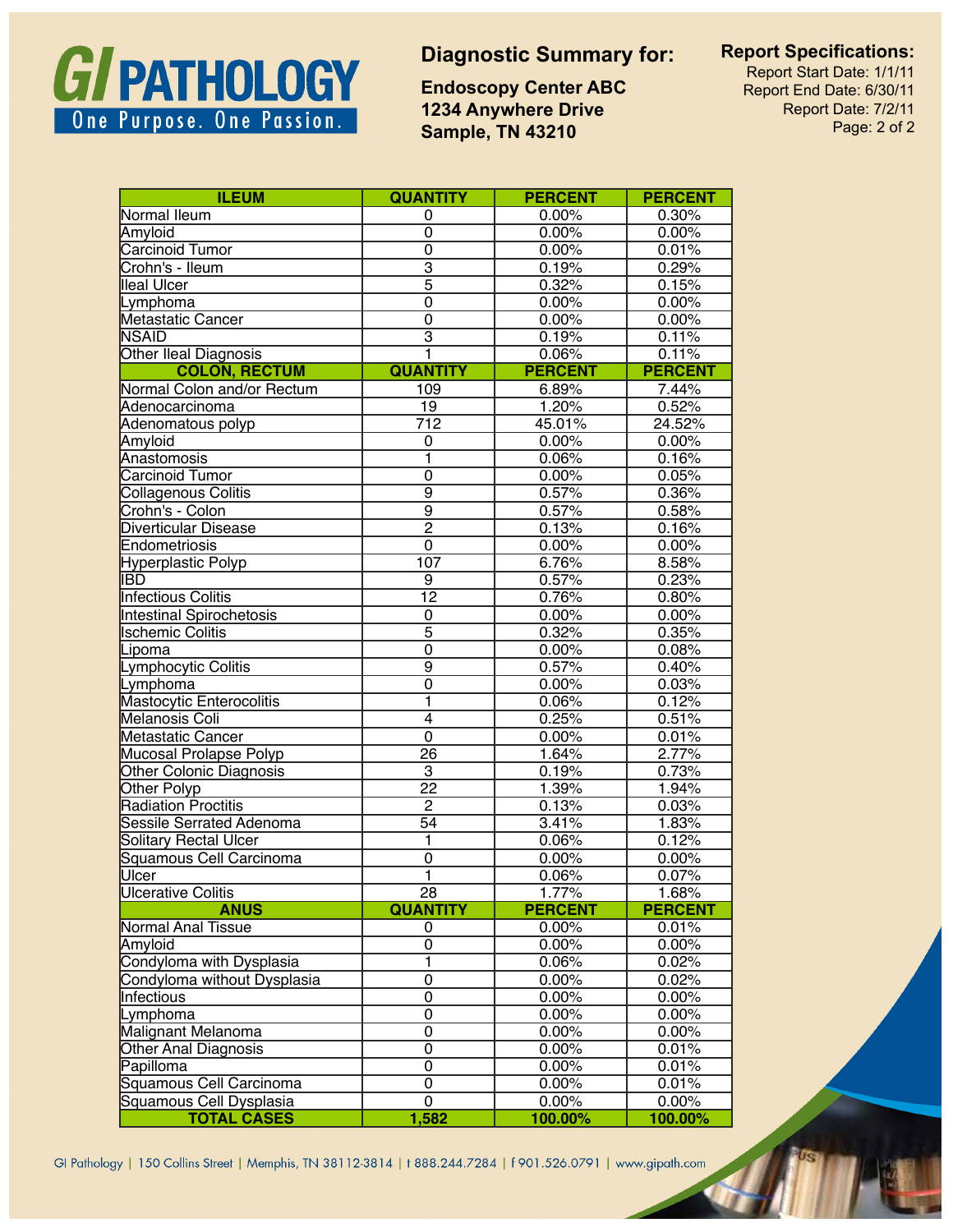# Diagnostic Summary for:

**Endoscopy Center ABC**
**1234 Anywhere Drive**
**Sample, TN 43210**

**Report Specifications:**
Report Start Date: 1/1/11
Report End Date: 6/30/11
Report Date: 7/2/11

| ILEUM | QUANTITY | PERCENT | PERCENT |
|---|---|---|---|
| Normal Ileum | 0 | 0.00% | 0.30% |
| Amyloid | 0 | 0.00% | 0.00% |
| Carcinoid Tumor | 0 | 0.00% | 0.01% |
| Crohn's - Ileum | 3 | 0.19% | 0.29% |
| Ileal Ulcer | 5 | 0.32% | 0.15% |
| Lymphoma | 0 | 0.00% | 0.00% |
| Metastatic Cancer | 0 | 0.00% | 0.00% |
| NSAID | 3 | 0.19% | 0.11% |
| Other Ileal Diagnosis | 1 | 0.06% | 0.11% |
| **COLON, RECTUM** | **QUANTITY** | **PERCENT** | **PERCENT** |
| Normal Colon and/or Rectum | 109 | 6.89% | 7.44% |
| Adenocarcinoma | 19 | 1.20% | 0.52% |
| Adenomatous polyp | 712 | 45.01% | 24.52% |
| Amyloid | 0 | 0.00% | 0.00% |
| Anastomosis | 1 | 0.06% | 0.16% |
| Carcinoid Tumor | 0 | 0.00% | 0.05% |
| Collagenous Colitis | 9 | 0.57% | 0.36% |
| Crohn's - Colon | 9 | 0.57% | 0.58% |
| Diverticular Disease | 2 | 0.13% | 0.16% |
| Endometriosis | 0 | 0.00% | 0.00% |
| Hyperplastic Polyp | 107 | 6.76% | 8.58% |
| IBD | 9 | 0.57% | 0.23% |
| Infectious Colitis | 12 | 0.76% | 0.80% |
| Intestinal Spirochetosis | 0 | 0.00% | 0.00% |
| Ischemic Colitis | 5 | 0.32% | 0.35% |
| Lipoma | 0 | 0.00% | 0.08% |
| Lymphocytic Colitis | 9 | 0.57% | 0.40% |
| Lymphoma | 0 | 0.00% | 0.03% |
| Mastocytic Enterocolitis | 1 | 0.06% | 0.12% |
| Melanosis Coli | 4 | 0.25% | 0.51% |
| Metastatic Cancer | 0 | 0.00% | 0.01% |
| Mucosal Prolapse Polyp | 26 | 1.64% | 2.77% |
| Other Colonic Diagnosis | 3 | 0.19% | 0.73% |
| Other Polyp | 22 | 1.39% | 1.94% |
| Radiation Proctitis | 2 | 0.13% | 0.03% |
| Sessile Serrated Adenoma | 54 | 3.41% | 1.83% |
| Solitary Rectal Ulcer | 1 | 0.06% | 0.12% |
| Squamous Cell Carcinoma | 0 | 0.00% | 0.00% |
| Ulcer | 1 | 0.06% | 0.07% |
| Ulcerative Colitis | 28 | 1.77% | 1.68% |
| **ANUS** | **QUANTITY** | **PERCENT** | **PERCENT** |
| Normal Anal Tissue | 0 | 0.00% | 0.01% |
| Amyloid | 0 | 0.00% | 0.00% |
| Condyloma with Dysplasia | 1 | 0.06% | 0.02% |
| Condyloma without Dysplasia | 0 | 0.00% | 0.02% |
| Infectious | 0 | 0.00% | 0.00% |
| Lymphoma | 0 | 0.00% | 0.00% |
| Malignant Melanoma | 0 | 0.00% | 0.00% |
| Other Anal Diagnosis | 0 | 0.00% | 0.01% |
| Papilloma | 0 | 0.00% | 0.01% |
| Squamous Cell Carcinoma | 0 | 0.00% | 0.01% |
| Squamous Cell Dysplasia | 0 | 0.00% | 0.00% |
| **TOTAL CASES** | **1,582** | **100.00%** | **100.00%** |

GI Pathology | 150 Collins Street | Memphis, TN 38112-3814 | t 888.244.7284 | f 901.526.0791 | www.gipath.com